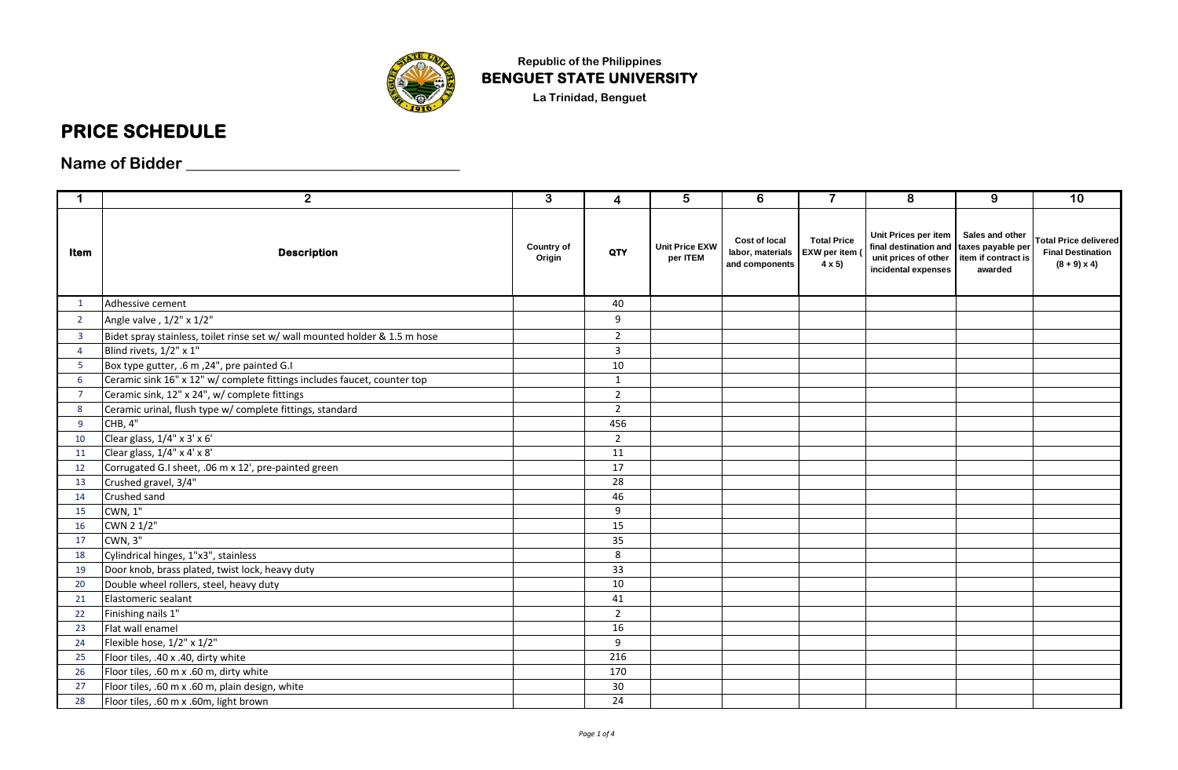Republic of the Philippines
**BENGUET STATE UNIVERSITY**
La Trinidad, Benguet

# PRICE SCHEDULE

## Name of Bidder ______________________________

| 1 | 2 | 3 | 4 | 5 | 6 | 7 | 8 | 9 | 10 |
|---|---|---|---|---|---|---|---|---|---|
| **Item** | **Description** | **Country of Origin** | **QTY** | **Unit Price EXW per ITEM** | **Cost of local labor, materials and components** | **Total Price EXW per item ( 4 x 5)** | **Unit Prices per item final destination and unit prices of other incidental expenses** | **Sales and other taxes payable per item if contract is awarded** | **Total Price delivered Final Destination (8 + 9) x 4)** |
| 1 | Adhessive cement | | 40 | | | | | | |
| 2 | Angle valve , 1/2" x 1/2" | | 9 | | | | | | |
| 3 | Bidet spray stainless, toilet rinse set w/ wall mounted holder & 1.5 m hose | | 2 | | | | | | |
| 4 | Blind rivets, 1/2" x 1" | | 3 | | | | | | |
| 5 | Box type gutter, .6 m ,24", pre painted G.I | | 10 | | | | | | |
| 6 | Ceramic sink 16" x 12" w/ complete fittings includes faucet, counter top | | 1 | | | | | | |
| 7 | Ceramic sink, 12" x 24", w/ complete fittings | | 2 | | | | | | |
| 8 | Ceramic urinal, flush type w/ complete fittings, standard | | 2 | | | | | | |
| 9 | CHB, 4" | | 456 | | | | | | |
| 10 | Clear glass, 1/4" x 3' x 6' | | 2 | | | | | | |
| 11 | Clear glass, 1/4" x 4' x 8' | | 11 | | | | | | |
| 12 | Corrugated G.I sheet, .06 m x 12', pre-painted green | | 17 | | | | | | |
| 13 | Crushed gravel, 3/4" | | 28 | | | | | | |
| 14 | Crushed sand | | 46 | | | | | | |
| 15 | CWN, 1" | | 9 | | | | | | |
| 16 | CWN 2 1/2" | | 15 | | | | | | |
| 17 | CWN, 3" | | 35 | | | | | | |
| 18 | Cylindrical hinges, 1"x3", stainless | | 8 | | | | | | |
| 19 | Door knob, brass plated, twist lock, heavy duty | | 33 | | | | | | |
| 20 | Double wheel rollers, steel, heavy duty | | 10 | | | | | | |
| 21 | Elastomeric sealant | | 41 | | | | | | |
| 22 | Finishing nails 1" | | 2 | | | | | | |
| 23 | Flat wall enamel | | 16 | | | | | | |
| 24 | Flexible hose, 1/2" x 1/2" | | 9 | | | | | | |
| 25 | Floor tiles, .40 x .40, dirty white | | 216 | | | | | | |
| 26 | Floor tiles, .60 m x .60 m, dirty white | | 170 | | | | | | |
| 27 | Floor tiles, .60 m x .60 m, plain design, white | | 30 | | | | | | |
| 28 | Floor tiles, .60 m x .60m, light brown | | 24 | | | | | | |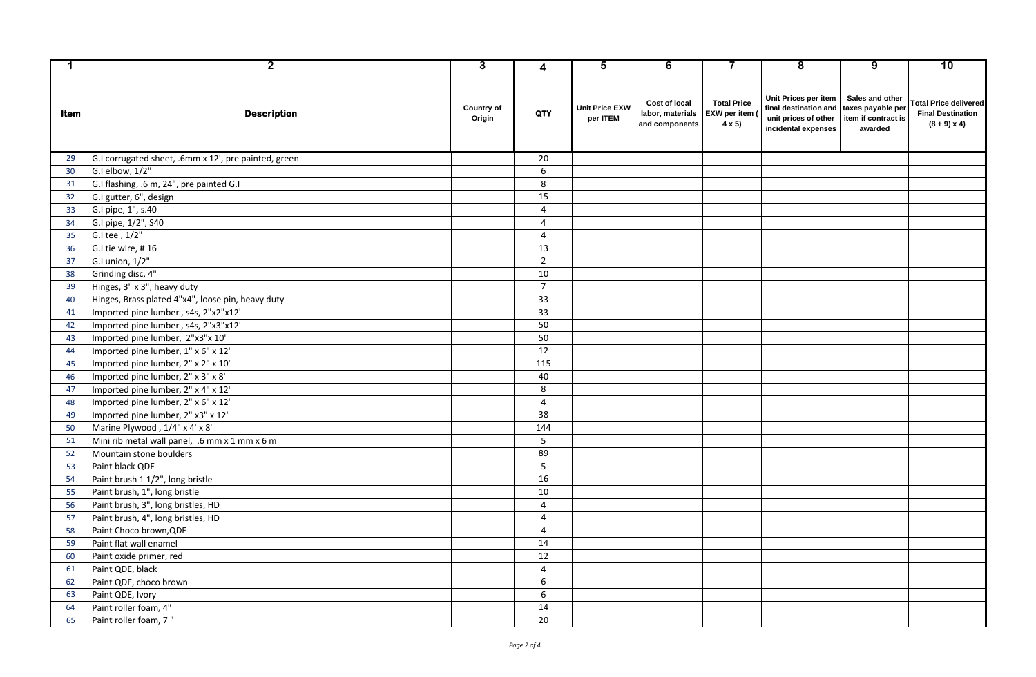| 1 | 2 | 3 | 4 | 5 | 6 | 7 | 8 | 9 | 10 |
|---|---|---|---|---|---|---|---|---|---|
| **Item** | **Description** | **Country of Origin** | **QTY** | **Unit Price EXW per ITEM** | **Cost of local labor, materials and components** | **Total Price EXW per item ( 4 x 5)** | **Unit Prices per item final destination and unit prices of other incidental expenses** | **Sales and other taxes payable per item if contract is awarded** | **Total Price delivered Final Destination (8 + 9) x 4)** |
| 29 | G.I corrugated sheet, .6mm x 12', pre painted, green | | 20 | | | | | | |
| 30 | G.I elbow, 1/2" | | 6 | | | | | | |
| 31 | G.I flashing, .6 m, 24", pre painted G.I | | 8 | | | | | | |
| 32 | G.I gutter, 6", design | | 15 | | | | | | |
| 33 | G.I pipe, 1", s.40 | | 4 | | | | | | |
| 34 | G.I pipe, 1/2", S40 | | 4 | | | | | | |
| 35 | G.I tee , 1/2" | | 4 | | | | | | |
| 36 | G.I tie wire, # 16 | | 13 | | | | | | |
| 37 | G.I union, 1/2" | | 2 | | | | | | |
| 38 | Grinding disc, 4" | | 10 | | | | | | |
| 39 | Hinges, 3" x 3", heavy duty | | 7 | | | | | | |
| 40 | Hinges, Brass plated 4"x4", loose pin, heavy duty | | 33 | | | | | | |
| 41 | Imported pine lumber , s4s, 2"x2"x12' | | 33 | | | | | | |
| 42 | Imported pine lumber , s4s, 2"x3"x12' | | 50 | | | | | | |
| 43 | Imported pine lumber, 2"x3"x 10' | | 50 | | | | | | |
| 44 | Imported pine lumber, 1" x 6" x 12' | | 12 | | | | | | |
| 45 | Imported pine lumber, 2" x 2" x 10' | | 115 | | | | | | |
| 46 | Imported pine lumber, 2" x 3" x 8' | | 40 | | | | | | |
| 47 | Imported pine lumber, 2" x 4" x 12' | | 8 | | | | | | |
| 48 | Imported pine lumber, 2" x 6" x 12' | | 4 | | | | | | |
| 49 | Imported pine lumber, 2" x3" x 12' | | 38 | | | | | | |
| 50 | Marine Plywood , 1/4" x 4' x 8' | | 144 | | | | | | |
| 51 | Mini rib metal wall panel, .6 mm x 1 mm x 6 m | | 5 | | | | | | |
| 52 | Mountain stone boulders | | 89 | | | | | | |
| 53 | Paint black QDE | | 5 | | | | | | |
| 54 | Paint brush 1 1/2", long bristle | | 16 | | | | | | |
| 55 | Paint brush, 1", long bristle | | 10 | | | | | | |
| 56 | Paint brush, 3", long bristles, HD | | 4 | | | | | | |
| 57 | Paint brush, 4", long bristles, HD | | 4 | | | | | | |
| 58 | Paint Choco brown,QDE | | 4 | | | | | | |
| 59 | Paint flat wall enamel | | 14 | | | | | | |
| 60 | Paint oxide primer, red | | 12 | | | | | | |
| 61 | Paint QDE, black | | 4 | | | | | | |
| 62 | Paint QDE, choco brown | | 6 | | | | | | |
| 63 | Paint QDE, Ivory | | 6 | | | | | | |
| 64 | Paint roller foam, 4" | | 14 | | | | | | |
| 65 | Paint roller foam, 7 " | | 20 | | | | | | |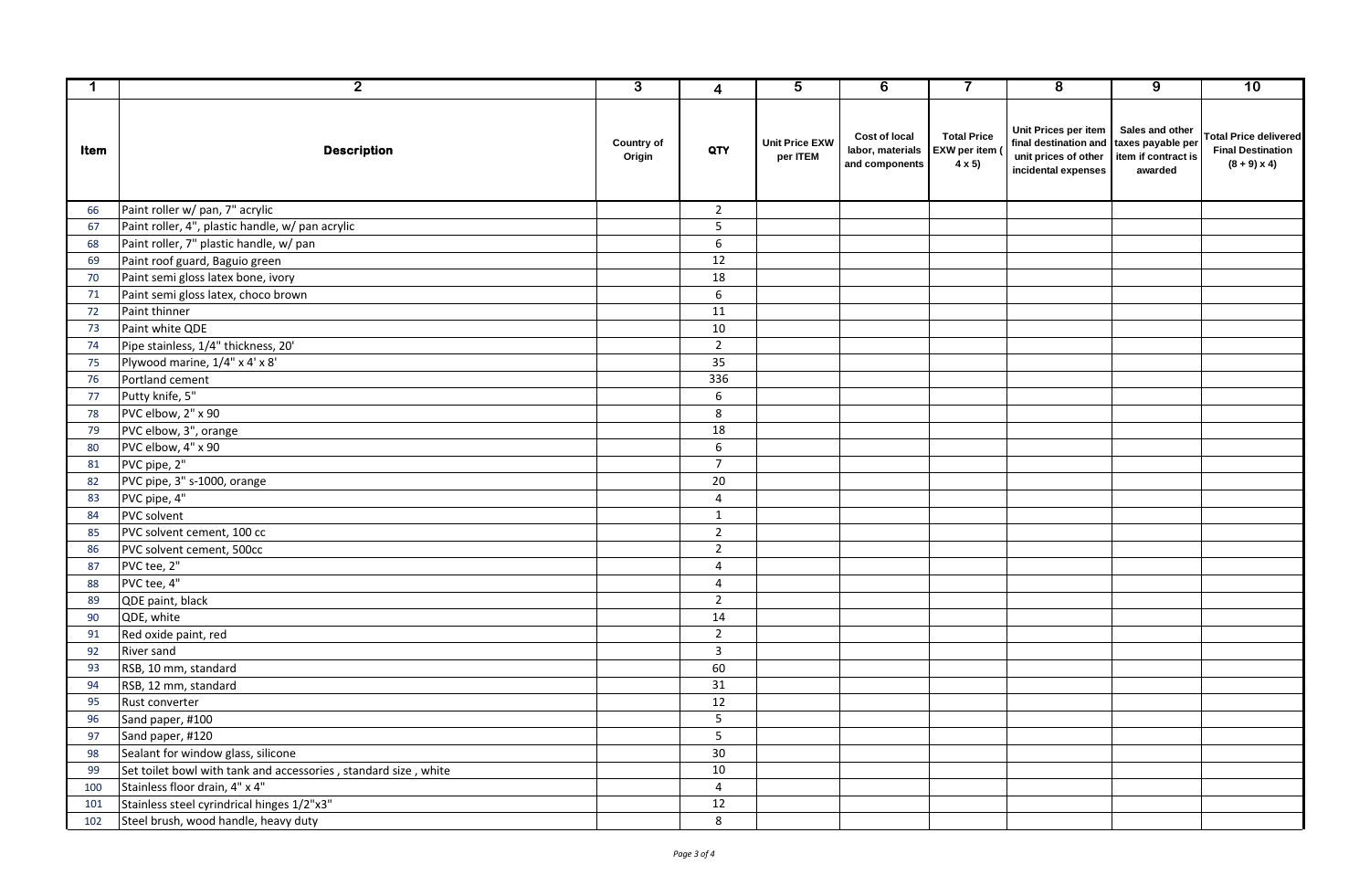| 1 | 2 | 3 | 4 | 5 | 6 | 7 | 8 | 9 | 10 |
|---|---|---|---|---|---|---|---|---|---|
| Item | Description | Country of Origin | QTY | Unit Price EXW per ITEM | Cost of local labor, materials and components | Total Price EXW per item ( 4 x 5) | Unit Prices per item final destination and unit prices of other incidental expenses | Sales and other taxes payable per item if contract is awarded | Total Price delivered Final Destination (8 + 9) x 4) |
| 66 | Paint roller w/ pan, 7" acrylic | | 2 | | | | | | |
| 67 | Paint roller, 4", plastic handle, w/ pan acrylic | | 5 | | | | | | |
| 68 | Paint roller, 7" plastic handle, w/ pan | | 6 | | | | | | |
| 69 | Paint roof guard, Baguio green | | 12 | | | | | | |
| 70 | Paint semi gloss latex bone, ivory | | 18 | | | | | | |
| 71 | Paint semi gloss latex, choco brown | | 6 | | | | | | |
| 72 | Paint thinner | | 11 | | | | | | |
| 73 | Paint white QDE | | 10 | | | | | | |
| 74 | Pipe stainless, 1/4" thickness, 20' | | 2 | | | | | | |
| 75 | Plywood marine, 1/4" x 4' x 8' | | 35 | | | | | | |
| 76 | Portland cement | | 336 | | | | | | |
| 77 | Putty knife, 5" | | 6 | | | | | | |
| 78 | PVC elbow, 2" x 90 | | 8 | | | | | | |
| 79 | PVC elbow, 3", orange | | 18 | | | | | | |
| 80 | PVC elbow, 4" x 90 | | 6 | | | | | | |
| 81 | PVC pipe, 2" | | 7 | | | | | | |
| 82 | PVC pipe, 3" s-1000, orange | | 20 | | | | | | |
| 83 | PVC pipe, 4" | | 4 | | | | | | |
| 84 | PVC solvent | | 1 | | | | | | |
| 85 | PVC solvent cement, 100 cc | | 2 | | | | | | |
| 86 | PVC solvent cement, 500cc | | 2 | | | | | | |
| 87 | PVC tee, 2" | | 4 | | | | | | |
| 88 | PVC tee, 4" | | 4 | | | | | | |
| 89 | QDE paint, black | | 2 | | | | | | |
| 90 | QDE, white | | 14 | | | | | | |
| 91 | Red oxide paint, red | | 2 | | | | | | |
| 92 | River sand | | 3 | | | | | | |
| 93 | RSB, 10 mm, standard | | 60 | | | | | | |
| 94 | RSB, 12 mm, standard | | 31 | | | | | | |
| 95 | Rust converter | | 12 | | | | | | |
| 96 | Sand paper, #100 | | 5 | | | | | | |
| 97 | Sand paper, #120 | | 5 | | | | | | |
| 98 | Sealant for window glass, silicone | | 30 | | | | | | |
| 99 | Set toilet bowl with tank and accessories , standard size , white | | 10 | | | | | | |
| 100 | Stainless floor drain, 4" x 4" | | 4 | | | | | | |
| 101 | Stainless steel cyrindrical hinges 1/2"x3" | | 12 | | | | | | |
| 102 | Steel brush, wood handle, heavy duty | | 8 | | | | | | |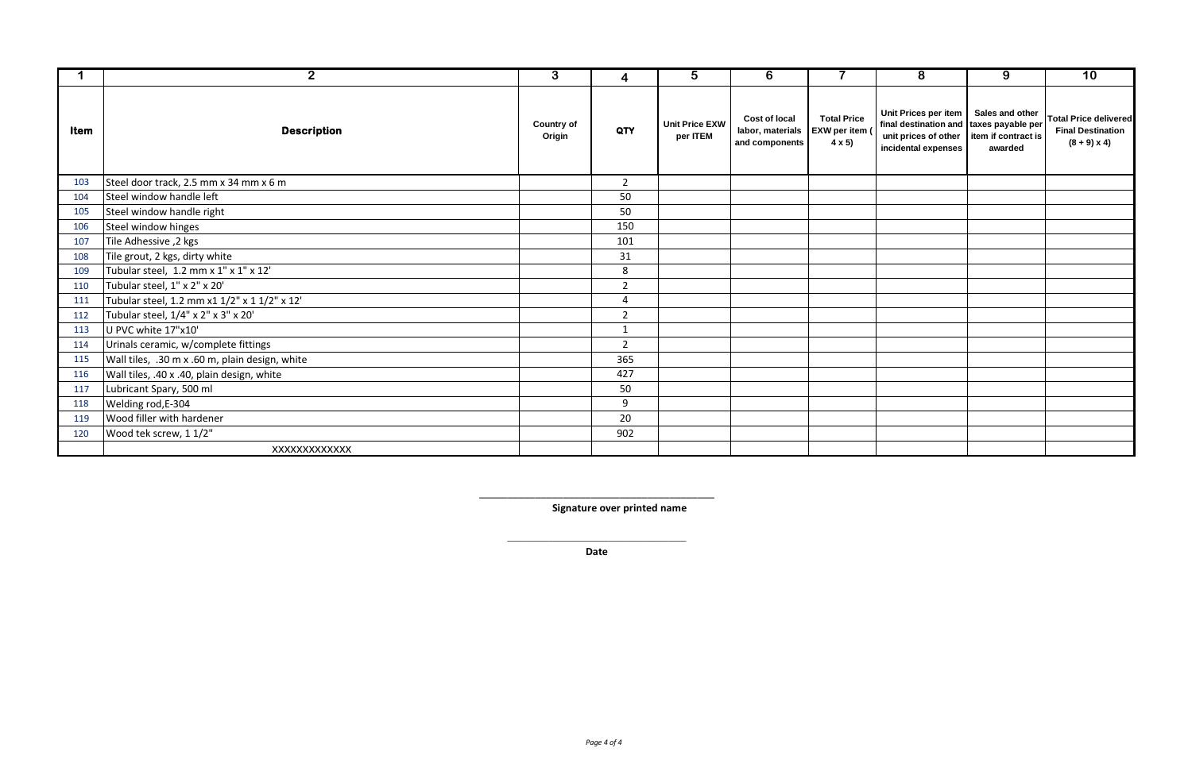| 1 | 2 | 3 | 4 | 5 | 6 | 7 | 8 | 9 | 10 |
|---|---|---|---|---|---|---|---|---|---|
| **Item** | **Description** | **Country of Origin** | **QTY** | **Unit Price EXW per ITEM** | **Cost of local labor, materials and components** | **Total Price EXW per item ( 4 x 5)** | **Unit Prices per item final destination and unit prices of other incidental expenses** | **Sales and other taxes payable per item if contract is awarded** | **Total Price delivered Final Destination (8 + 9) x 4)** |
| 103 | Steel door track, 2.5 mm x 34 mm x 6 m | | 2 | | | | | | |
| 104 | Steel window handle left | | 50 | | | | | | |
| 105 | Steel window handle right | | 50 | | | | | | |
| 106 | Steel window hinges | | 150 | | | | | | |
| 107 | Tile Adhessive ,2 kgs | | 101 | | | | | | |
| 108 | Tile grout, 2 kgs, dirty white | | 31 | | | | | | |
| 109 | Tubular steel, 1.2 mm x 1" x 1" x 12' | | 8 | | | | | | |
| 110 | Tubular steel, 1" x 2" x 20' | | 2 | | | | | | |
| 111 | Tubular steel, 1.2 mm x1 1/2" x 1 1/2" x 12' | | 4 | | | | | | |
| 112 | Tubular steel, 1/4" x 2" x 3" x 20' | | 2 | | | | | | |
| 113 | U PVC white 17"x10' | | 1 | | | | | | |
| 114 | Urinals ceramic, w/complete fittings | | 2 | | | | | | |
| 115 | Wall tiles, .30 m x .60 m, plain design, white | | 365 | | | | | | |
| 116 | Wall tiles, .40 x .40, plain design, white | | 427 | | | | | | |
| 117 | Lubricant Spary, 500 ml | | 50 | | | | | | |
| 118 | Welding rod,E-304 | | 9 | | | | | | |
| 119 | Wood filler with hardener | | 20 | | | | | | |
| 120 | Wood tek screw, 1 1/2" | | 902 | | | | | | |
| | XXXXXXXXXXXX | | | | | | | | |

_______________________________________

**Signature over printed name**

_______________________________

**Date**